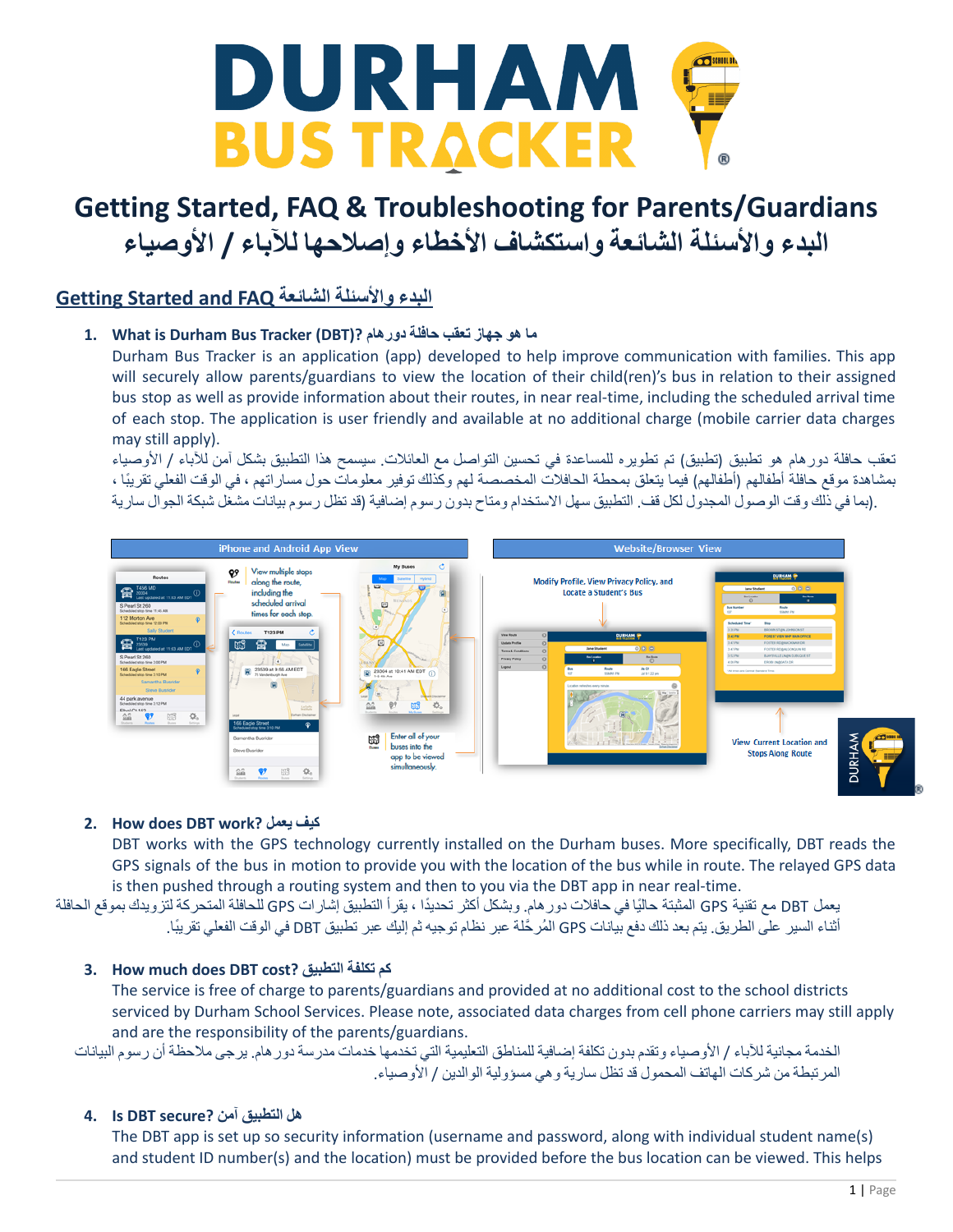# DURHAM BUS TRACKER

## Getting Started, FAQ & Troubleshooting for Parents/Guardians
## البدء والأسئلة الشائعة واستكشاف الأخطاء وإصلاحها للآباء / الأوصياء

### Getting Started and FAQ البدء والأسئلة الشائعة

**1. What is Durham Bus Tracker (DBT)? ما هو جهاز تعقب حافلة دورهام**

Durham Bus Tracker is an application (app) developed to help improve communication with families. This app will securely allow parents/guardians to view the location of their child(ren)'s bus in relation to their assigned bus stop as well as provide information about their routes, in near real-time, including the scheduled arrival time of each stop. The application is user friendly and available at no additional charge (mobile carrier data charges may still apply).

تعقب حافلة دورهام هو تطبيق (تطبيق) تم تطويره للمساعدة في تحسين التواصل مع العائلات. سيسمح هذا التطبيق بشكل آمن للآباء / الأوصياء بمشاهدة موقع حافلة أطفالهم (أطفالهم) فيما يتعلق بمحطة الحافلات المخصصة لهم وكذلك توفير معلومات حول مساراتهم ، في الوقت الفعلي تقريبًا ، بما في ذلك وقت الوصول المجدول لكل قف. التطبيق سهل الاستخدام ومتاح بدون رسوم إضافية (قد تظل رسوم بيانات مشغل شبكة الجوال سارية).

iPhone and Android App View

Website/Browser View

**2. How does DBT work? كيف يعمل**

DBT works with the GPS technology currently installed on the Durham buses. More specifically, DBT reads the GPS signals of the bus in motion to provide you with the location of the bus while in route. The relayed GPS data is then pushed through a routing system and then to you via the DBT app in near real-time.

يعمل DBT مع تقنية GPS المثبتة حاليًا في حافلات دورهام. وبشكل أكثر تحديدًا ، يقرأ التطبيق إشارات GPS للحافلة المتحركة لتزويدك بموقع الحافلة أثناء السير على الطريق. يتم بعد ذلك دفع بيانات GPS المُرحَّلة عبر نظام توجيه ثم إليك عبر تطبيق DBT في الوقت الفعلي تقريبًا.

**3. How much does DBT cost? كم تكلفة التطبيق**

The service is free of charge to parents/guardians and provided at no additional cost to the school districts serviced by Durham School Services. Please note, associated data charges from cell phone carriers may still apply and are the responsibility of the parents/guardians.

الخدمة مجانية للآباء / الأوصياء وتقدم بدون تكلفة إضافية للمناطق التعليمية التي تخدمها خدمات مدرسة دورهام. يرجى ملاحظة أن رسوم البيانات المرتبطة من شركات الهاتف المحمول قد تظل سارية وهي مسؤولية الوالدين / الأوصياء.

**4. Is DBT secure? هل التطبيق آمن**

The DBT app is set up so security information (username and password, along with individual student name(s) and student ID number(s) and the location) must be provided before the bus location can be viewed. This helps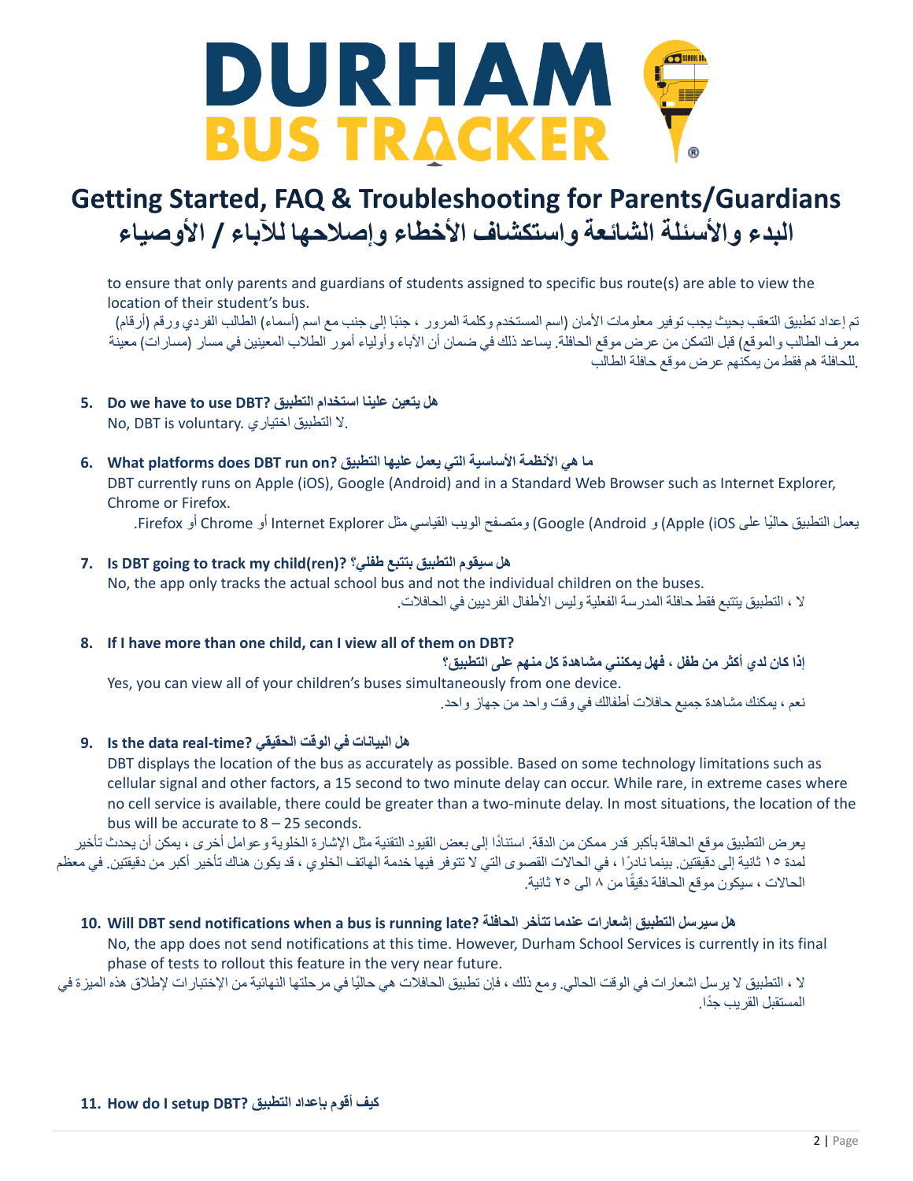# Getting Started, FAQ & Troubleshooting for Parents/Guardians
# البدء والأسئلة الشائعة واستكشاف الأخطاء وإصلاحها للآباء / الأوصياء

to ensure that only parents and guardians of students assigned to specific bus route(s) are able to view the location of their student's bus.

تم إعداد تطبيق التعقب بحيث يجب توفير معلومات الأمان (اسم المستخدم وكلمة المرور ، جنبًا إلى جنب مع اسم (أسماء) الطالب الفردي ورقم (أرقام) معرف الطالب والموقع) قبل التمكن من عرض موقع الحافلة. يساعد ذلك في ضمان أن الآباء وأولياء أمور الطلاب المعينين في مسار (مسارات) معينة للحافلة هم فقط من يمكنهم عرض موقع حافلة الطالب.

5. **Do we have to use DBT? هل يتعين علينا استخدام التطبيق**

   No, DBT is voluntary. لا التطبيق اختياري.

6. **What platforms does DBT run on? ما هي الأنظمة الأساسية التي يعمل عليها التطبيق**

   DBT currently runs on Apple (iOS), Google (Android) and in a Standard Web Browser such as Internet Explorer, Chrome or Firefox.

   يعمل التطبيق حاليًا على Apple (iOS) و Google (Android) ومتصفح الويب القياسي مثل Internet Explorer أو Chrome أو Firefox.

7. **Is DBT going to track my child(ren)? هل سيقوم التطبيق بتتبع طفلي؟**

   No, the app only tracks the actual school bus and not the individual children on the buses.

   لا ، التطبيق يتتبع فقط حافلة المدرسة الفعلية وليس الأطفال الفرديين في الحافلات.

8. **If I have more than one child, can I view all of them on DBT?**

   **إذا كان لدي أكثر من طفل ، فهل يمكنني مشاهدة كل منهم على التطبيق؟**

   Yes, you can view all of your children's buses simultaneously from one device.

   نعم ، يمكنك مشاهدة جميع حافلات أطفالك في وقت واحد من جهاز واحد.

9. **Is the data real-time? هل البيانات في الوقت الحقيقي**

   DBT displays the location of the bus as accurately as possible. Based on some technology limitations such as cellular signal and other factors, a 15 second to two minute delay can occur. While rare, in extreme cases where no cell service is available, there could be greater than a two-minute delay. In most situations, the location of the bus will be accurate to 8 – 25 seconds.

   يعرض التطبيق موقع الحافلة بأكبر قدر ممكن من الدقة. استنادًا إلى بعض القيود التقنية مثل الإشارة الخلوية وعوامل أخرى ، يمكن أن يحدث تأخير لمدة ١٥ ثانية إلى دقيقتين. بينما نادرًا ، في الحالات القصوى التي لا تتوفر فيها خدمة الهاتف الخلوي ، قد يكون هناك تأخير أكبر من دقيقتين. في معظم الحالات ، سيكون موقع الحافلة دقيقًا من ٨ الى ٢٥ ثانية.

10. **Will DBT send notifications when a bus is running late? هل سيرسل التطبيق إشعارات عندما تتأخر الحافلة**

    No, the app does not send notifications at this time. However, Durham School Services is currently in its final phase of tests to rollout this feature in the very near future.

    لا ، التطبيق لا يرسل اشعارات في الوقت الحالي. ومع ذلك ، فإن تطبيق الحافلات هي حاليًا في مرحلتها النهائية من الإختبارات لإطلاق هذه الميزة في المستقبل القريب جدًا.

11. **How do I setup DBT? كيف أقوم بإعداد التطبيق**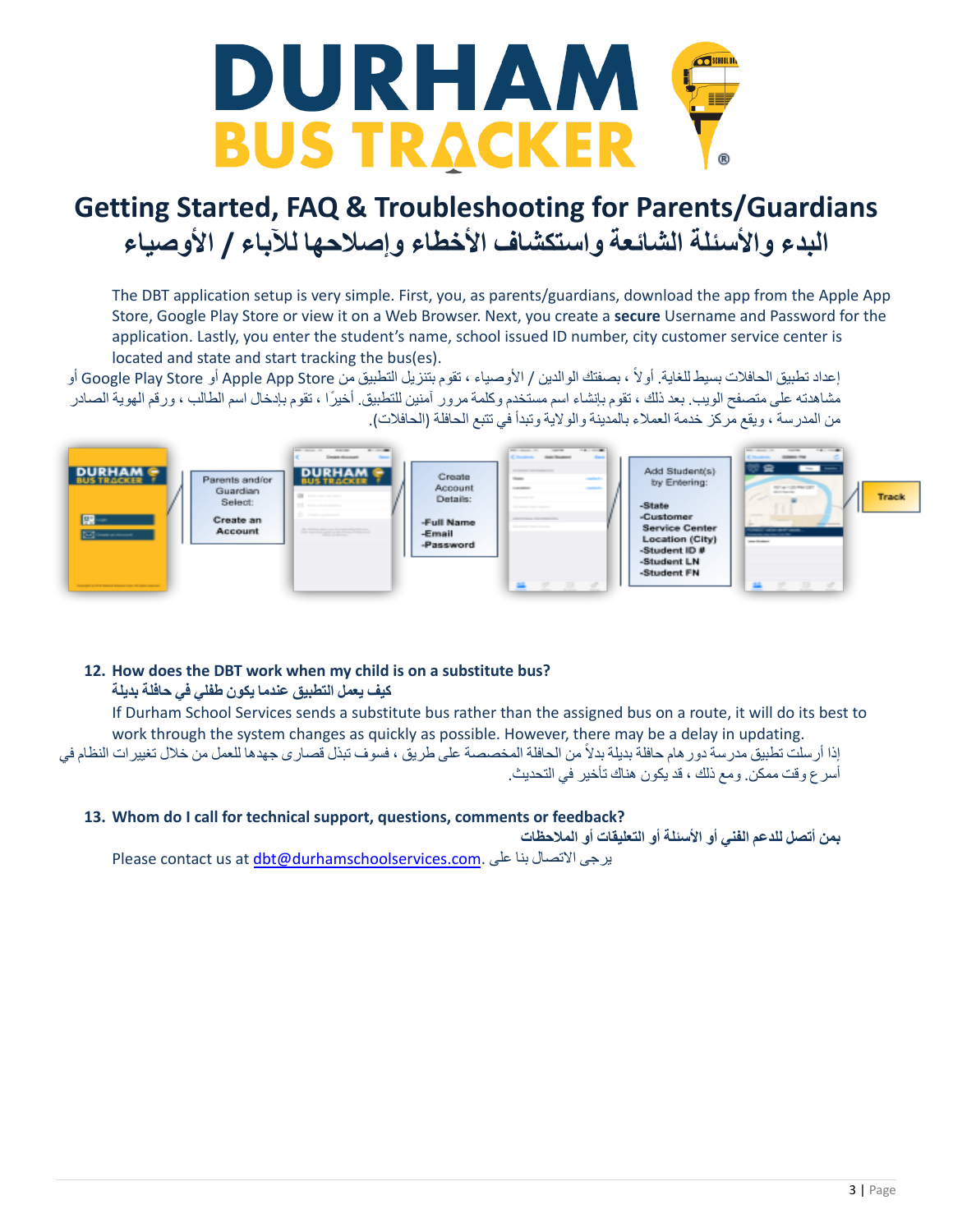# DURHAM BUS TRACKER

## Getting Started, FAQ & Troubleshooting for Parents/Guardians
## البدء والأسئلة الشائعة واستكشاف الأخطاء وإصلاحها للآباء / الأوصياء

The DBT application setup is very simple. First, you, as parents/guardians, download the app from the Apple App Store, Google Play Store or view it on a Web Browser. Next, you create a **secure** Username and Password for the application. Lastly, you enter the student's name, school issued ID number, city customer service center is located and state and start tracking the bus(es).

إعداد تطبيق الحافلات بسيط للغاية. أولاً ، بصفتك الوالدين / الأوصياء ، تقوم بتنزيل التطبيق من Apple App Store أو Google Play Store أو مشاهدته على متصفح الويب. بعد ذلك ، تقوم بإنشاء اسم مستخدم وكلمة مرور آمنين للتطبيق. أخيرًا ، تقوم بإدخال اسم الطالب ، ورقم الهوية الصادر من المدرسة ، ويقع مركز خدمة العملاء بالمدينة والولاية وتبدأ في تتبع الحافلة (الحافلات).

Parents and/or Guardian Select: Create an Account → Create Account Details: -Full Name -Email -Password → Add Student(s) by Entering: -State -Customer Service Center Location (City) -Student ID # -Student LN -Student FN → Track

**12. How does the DBT work when my child is on a substitute bus?**
**كيف يعمل التطبيق عندما يكون طفلي في حافلة بديلة**

If Durham School Services sends a substitute bus rather than the assigned bus on a route, it will do its best to work through the system changes as quickly as possible. However, there may be a delay in updating.

إذا أرسلت تطبيق مدرسة دورهام حافلة بديلة بدلاً من الحافلة المخصصة على طريق ، فسوف تبذل قصارى جهدها للعمل من خلال تغييرات النظام في أسرع وقت ممكن. ومع ذلك ، قد يكون هناك تأخير في التحديث.

**13. Whom do I call for technical support, questions, comments or feedback?**
**بمن أتصل للدعم الفني أو الأسئلة أو التعليقات أو الملاحظات**

Please contact us at dbt@durhamschoolservices.com. يرجى الاتصال بنا على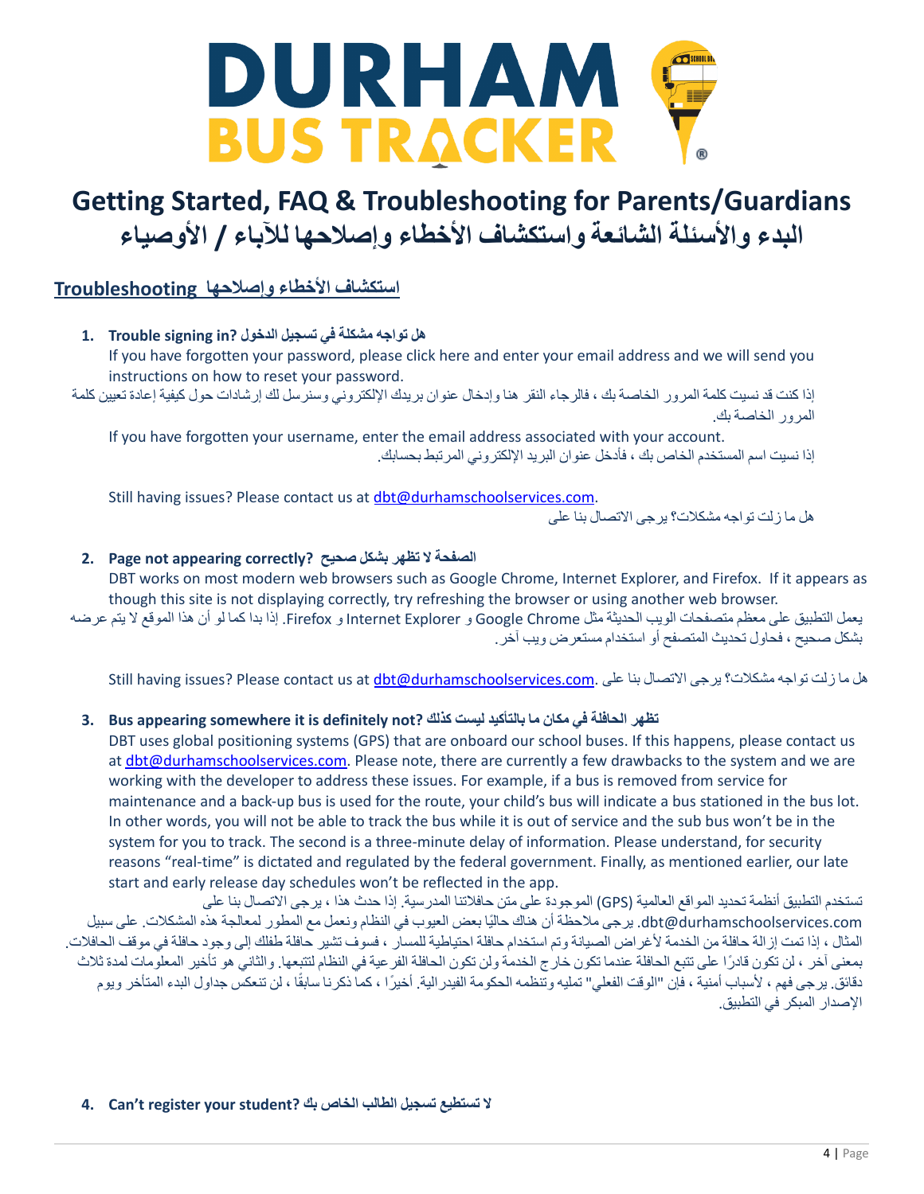# DURHAM BUS TRACKER

## Getting Started, FAQ & Troubleshooting for Parents/Guardians
## البدء والأسئلة الشائعة واستكشاف الأخطاء وإصلاحها للآباء / الأوصياء

### Troubleshooting استكشاف الأخطاء وإصلاحها

1. **Trouble signing in? هل تواجه مشكلة في تسجيل الدخول**

   If you have forgotten your password, please click here and enter your email address and we will send you instructions on how to reset your password.

   إذا كنت قد نسيت كلمة المرور الخاصة بك ، فالرجاء النقر هنا وإدخال عنوان بريدك الإلكتروني وسنرسل لك إرشادات حول كيفية إعادة تعيين كلمة المرور الخاصة بك.

   If you have forgotten your username, enter the email address associated with your account.

   إذا نسيت اسم المستخدم الخاص بك ، فأدخل عنوان البريد الإلكتروني المرتبط بحسابك.

   Still having issues? Please contact us at dbt@durhamschoolservices.com.

   هل ما زلت تواجه مشكلات؟ يرجى الاتصال بنا على

2. **Page not appearing correctly? الصفحة لا تظهر بشكل صحيح**

   DBT works on most modern web browsers such as Google Chrome, Internet Explorer, and Firefox. If it appears as though this site is not displaying correctly, try refreshing the browser or using another web browser.

   يعمل التطبيق على معظم متصفحات الويب الحديثة مثل Google Chrome و Internet Explorer و Firefox. إذا بدا كما لو أن هذا الموقع لا يتم عرضه بشكل صحيح ، فحاول تحديث المتصفح أو استخدام مستعرض ويب آخر.

   Still having issues? Please contact us at dbt@durhamschoolservices.com. هل ما زلت تواجه مشكلات؟ يرجى الاتصال بنا على

3. **Bus appearing somewhere it is definitely not? تظهر الحافلة في مكان ما بالتأكيد ليست كذلك**

   DBT uses global positioning systems (GPS) that are onboard our school buses. If this happens, please contact us at dbt@durhamschoolservices.com. Please note, there are currently a few drawbacks to the system and we are working with the developer to address these issues. For example, if a bus is removed from service for maintenance and a back-up bus is used for the route, your child's bus will indicate a bus stationed in the bus lot. In other words, you will not be able to track the bus while it is out of service and the sub bus won't be in the system for you to track. The second is a three-minute delay of information. Please understand, for security reasons "real-time" is dictated and regulated by the federal government. Finally, as mentioned earlier, our late start and early release day schedules won't be reflected in the app.

   تستخدم التطبيق أنظمة تحديد المواقع العالمية (GPS) الموجودة على متن حافلاتنا المدرسية. إذا حدث هذا ، يرجى الاتصال بنا على dbt@durhamschoolservices.com. يرجى ملاحظة أن هناك حاليًا بعض العيوب في النظام ونعمل مع المطور لمعالجة هذه المشكلات. على سبيل المثال ، إذا تمت إزالة حافلة من الخدمة لأغراض الصيانة وتم استخدام حافلة احتياطية للمسار ، فسوف تشير حافلة طفلك إلى وجود حافلة في موقف الحافلات. بمعنى آخر ، لن تكون قادرًا على تتبع الحافلة عندما تكون خارج الخدمة ولن تكون الحافلة الفرعية في النظام لتتبعها. والثاني هو تأخير المعلومات لمدة ثلاث دقائق. يرجى فهم ، لأسباب أمنية ، فإن "الوقت الفعلي" تمليه وتنظمه الحكومة الفيدرالية. أخيرًا ، كما ذكرنا سابقًا ، لن تنعكس جداول البدء المتأخر ويوم الإصدار المبكر في التطبيق.

4. **Can't register your student? لا تستطيع تسجيل الطالب الخاص بك**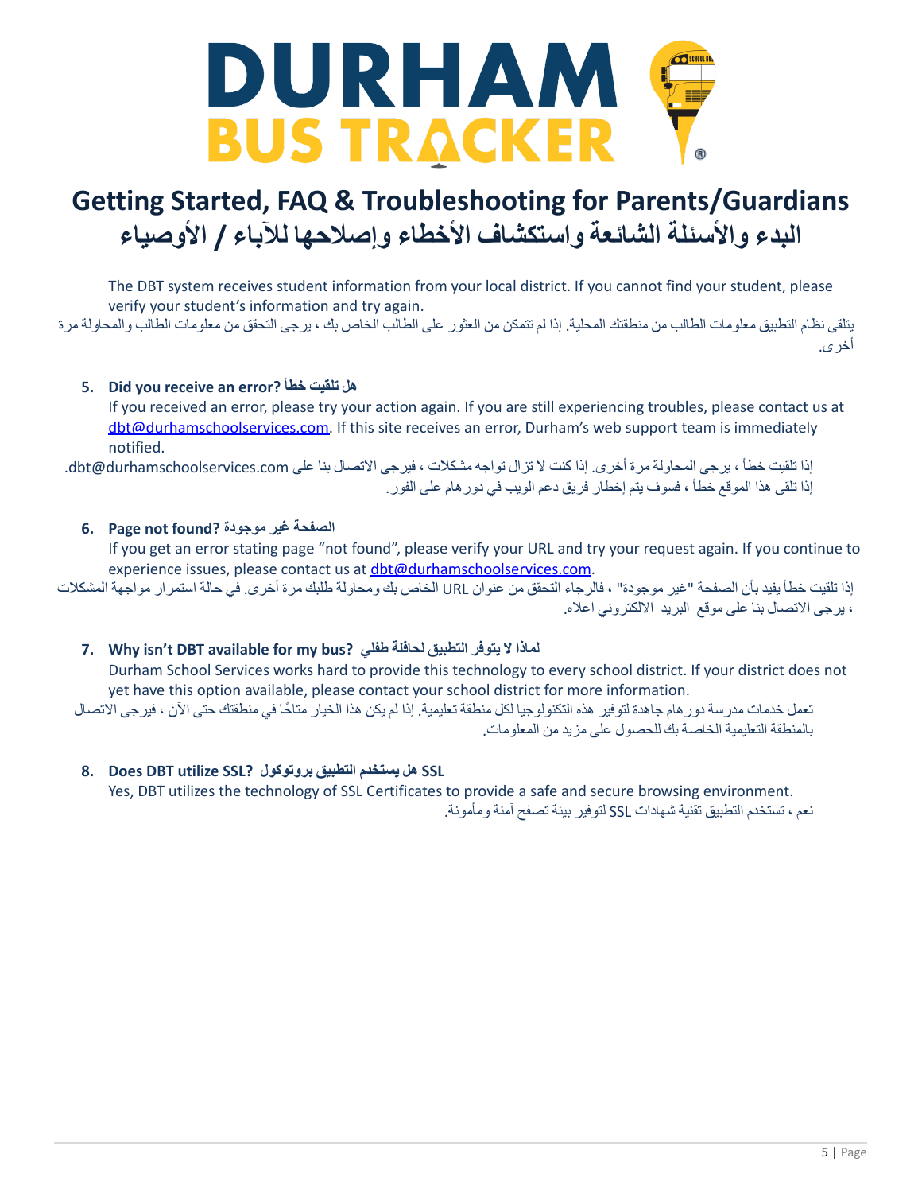# DURHAM BUS TRACKER

## Getting Started, FAQ & Troubleshooting for Parents/Guardians
## البدء والأسئلة الشائعة واستكشاف الأخطاء وإصلاحها للآباء / الأوصياء

The DBT system receives student information from your local district. If you cannot find your student, please verify your student's information and try again.

يتلقى نظام التطبيق معلومات الطالب من منطقتك المحلية. إذا لم تتمكن من العثور على الطالب الخاص بك ، يرجى التحقق من معلومات الطالب والمحاولة مرة أخرى.

5. **Did you receive an error? هل تلقيت خطأ**

   If you received an error, please try your action again. If you are still experiencing troubles, please contact us at dbt@durhamschoolservices.com. If this site receives an error, Durham's web support team is immediately notified.

   إذا تلقيت خطأ ، يرجى المحاولة مرة أخرى. إذا كنت لا تزال تواجه مشكلات ، فيرجى الاتصال بنا على dbt@durhamschoolservices.com. إذا تلقى هذا الموقع خطأ ، فسوف يتم إخطار فريق دعم الويب في دورهام على الفور.

6. **Page not found? الصفحة غير موجودة**

   If you get an error stating page "not found", please verify your URL and try your request again. If you continue to experience issues, please contact us at dbt@durhamschoolservices.com.

   إذا تلقيت خطأ يفيد بأن الصفحة "غير موجودة" ، فالرجاء التحقق من عنوان URL الخاص بك ومحاولة طلبك مرة أخرى. في حالة استمرار مواجهة المشكلات ، يرجى الاتصال بنا على موقع البريد الالكتروني اعلاه.

7. **Why isn't DBT available for my bus? لماذا لا يتوفر التطبيق لحافلة طفلي**

   Durham School Services works hard to provide this technology to every school district. If your district does not yet have this option available, please contact your school district for more information.

   تعمل خدمات مدرسة دورهام جاهدة لتوفير هذه التكنولوجيا لكل منطقة تعليمية. إذا لم يكن هذا الخيار متاحًا في منطقتك حتى الآن ، فيرجى الاتصال بالمنطقة التعليمية الخاصة بك للحصول على مزيد من المعلومات.

8. **Does DBT utilize SSL? هل يستخدم التطبيق بروتوكول SSL**

   Yes, DBT utilizes the technology of SSL Certificates to provide a safe and secure browsing environment.

   نعم ، تستخدم التطبيق تقنية شهادات SSL لتوفير بيئة تصفح آمنة ومأمونة.